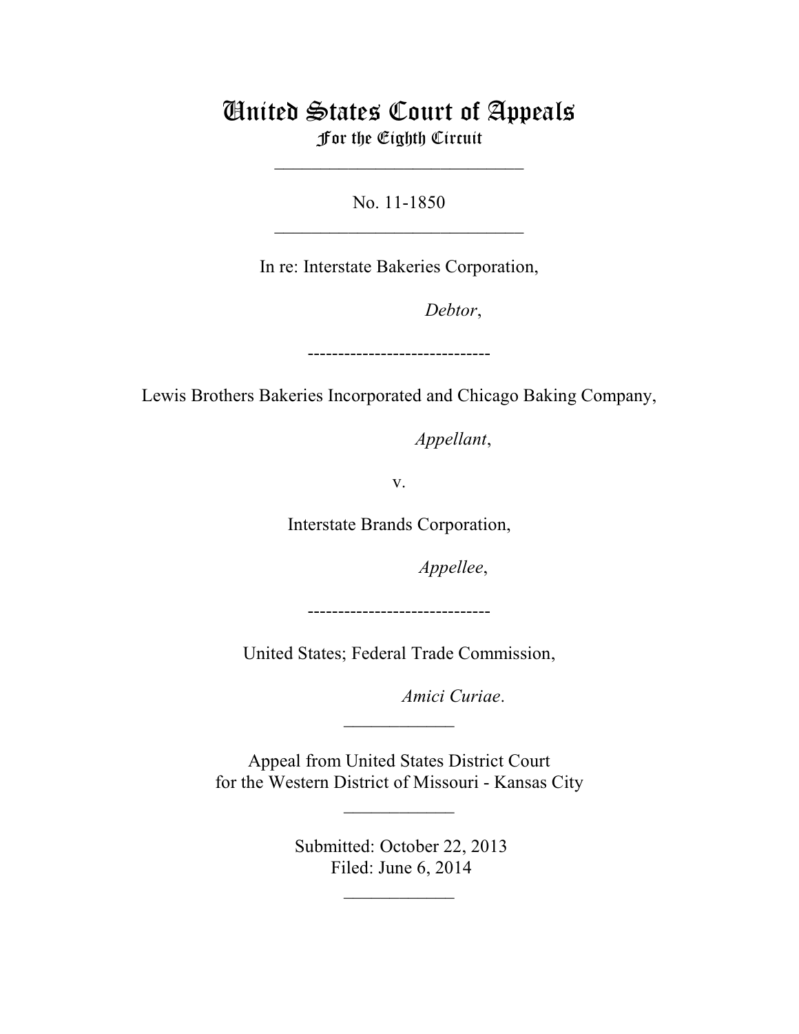# United States Court of Appeals
## For the Eighth Circuit

___________________________

No. 11-1850

___________________________

In re: Interstate Bakeries Corporation,

*Debtor*,

------------------------------

Lewis Brothers Bakeries Incorporated and Chicago Baking Company,

*Appellant*,

v.

Interstate Brands Corporation,

*Appellee*,

------------------------------

United States; Federal Trade Commission,

*Amici Curiae*.

____________

Appeal from United States District Court
for the Western District of Missouri - Kansas City

____________

Submitted: October 22, 2013
Filed: June 6, 2014

____________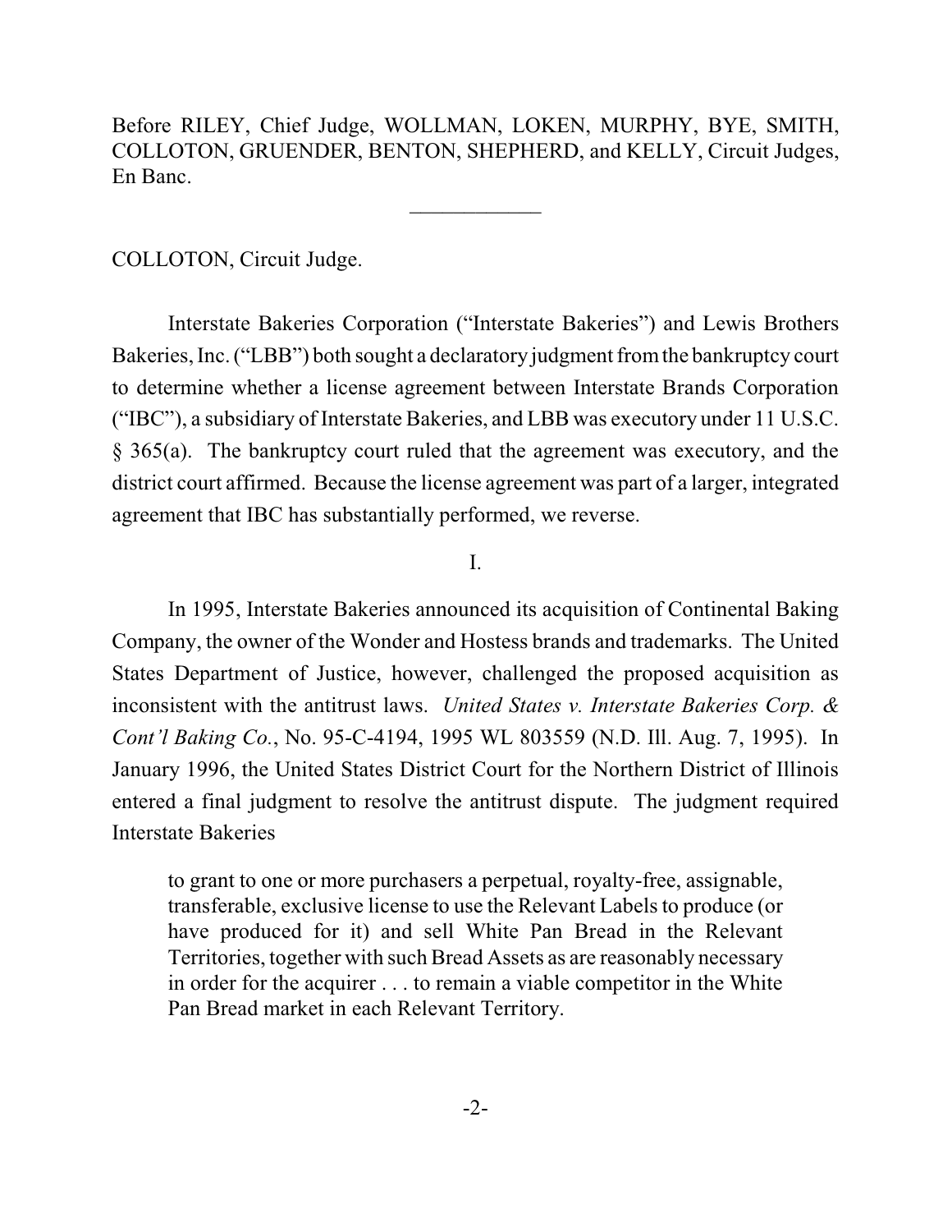Before RILEY, Chief Judge, WOLLMAN, LOKEN, MURPHY, BYE, SMITH, COLLOTON, GRUENDER, BENTON, SHEPHERD, and KELLY, Circuit Judges, En Banc.

---

COLLOTON, Circuit Judge.

Interstate Bakeries Corporation ("Interstate Bakeries") and Lewis Brothers Bakeries, Inc. ("LBB") both sought a declaratory judgment from the bankruptcy court to determine whether a license agreement between Interstate Brands Corporation ("IBC"), a subsidiary of Interstate Bakeries, and LBB was executory under 11 U.S.C. § 365(a). The bankruptcy court ruled that the agreement was executory, and the district court affirmed. Because the license agreement was part of a larger, integrated agreement that IBC has substantially performed, we reverse.

I.

In 1995, Interstate Bakeries announced its acquisition of Continental Baking Company, the owner of the Wonder and Hostess brands and trademarks. The United States Department of Justice, however, challenged the proposed acquisition as inconsistent with the antitrust laws. *United States v. Interstate Bakeries Corp. & Cont'l Baking Co.*, No. 95-C-4194, 1995 WL 803559 (N.D. Ill. Aug. 7, 1995). In January 1996, the United States District Court for the Northern District of Illinois entered a final judgment to resolve the antitrust dispute. The judgment required Interstate Bakeries

> to grant to one or more purchasers a perpetual, royalty-free, assignable, transferable, exclusive license to use the Relevant Labels to produce (or have produced for it) and sell White Pan Bread in the Relevant Territories, together with such Bread Assets as are reasonably necessary in order for the acquirer . . . to remain a viable competitor in the White Pan Bread market in each Relevant Territory.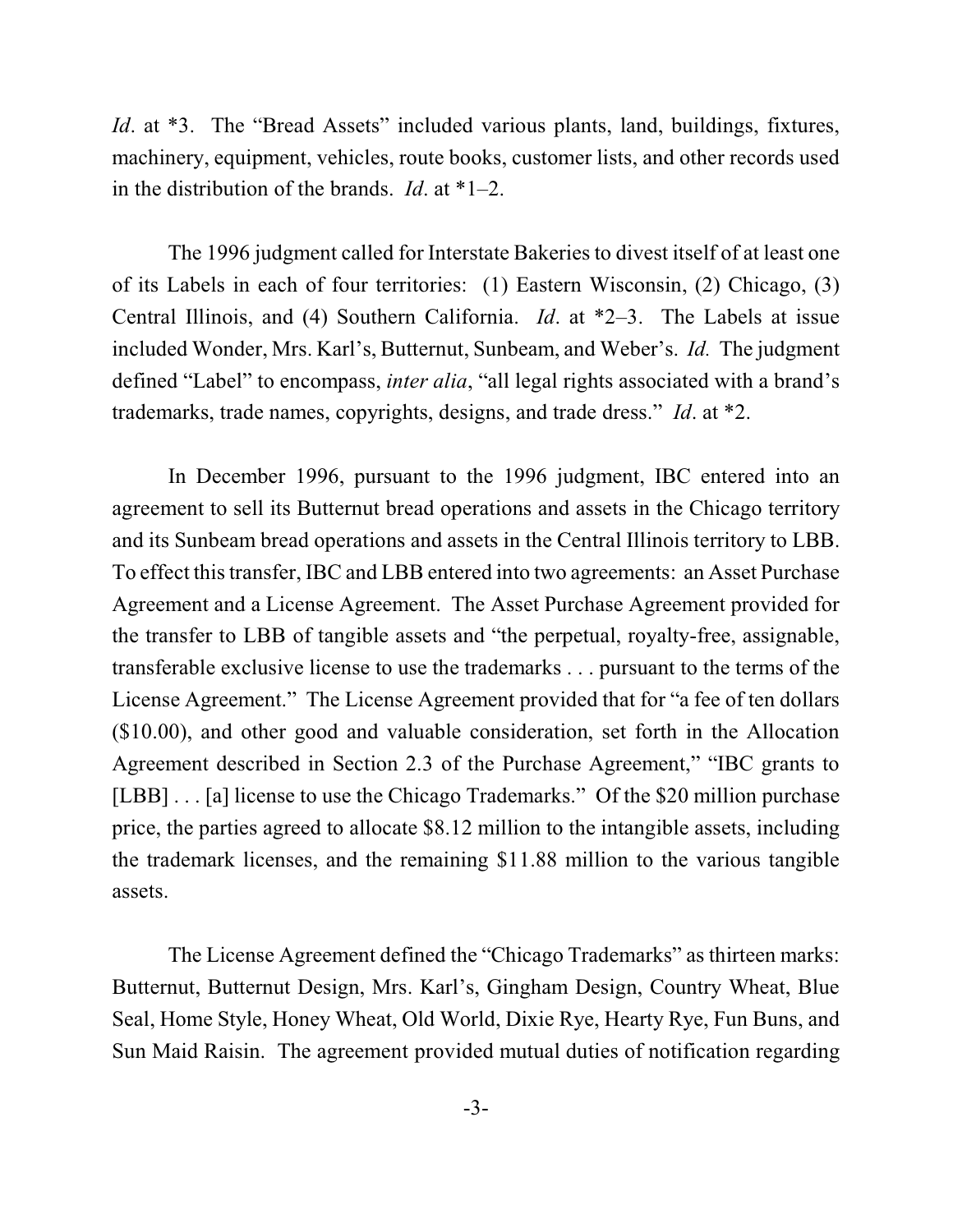*Id*. at *3. The "Bread Assets" included various plants, land, buildings, fixtures, machinery, equipment, vehicles, route books, customer lists, and other records used in the distribution of the brands. *Id*. at *1–2.

The 1996 judgment called for Interstate Bakeries to divest itself of at least one of its Labels in each of four territories: (1) Eastern Wisconsin, (2) Chicago, (3) Central Illinois, and (4) Southern California. *Id*. at *2–3. The Labels at issue included Wonder, Mrs. Karl's, Butternut, Sunbeam, and Weber's. *Id.* The judgment defined "Label" to encompass, *inter alia*, "all legal rights associated with a brand's trademarks, trade names, copyrights, designs, and trade dress." *Id*. at *2.

In December 1996, pursuant to the 1996 judgment, IBC entered into an agreement to sell its Butternut bread operations and assets in the Chicago territory and its Sunbeam bread operations and assets in the Central Illinois territory to LBB. To effect this transfer, IBC and LBB entered into two agreements: an Asset Purchase Agreement and a License Agreement. The Asset Purchase Agreement provided for the transfer to LBB of tangible assets and "the perpetual, royalty-free, assignable, transferable exclusive license to use the trademarks . . . pursuant to the terms of the License Agreement." The License Agreement provided that for "a fee of ten dollars ($10.00), and other good and valuable consideration, set forth in the Allocation Agreement described in Section 2.3 of the Purchase Agreement," "IBC grants to [LBB] . . . [a] license to use the Chicago Trademarks." Of the $20 million purchase price, the parties agreed to allocate $8.12 million to the intangible assets, including the trademark licenses, and the remaining $11.88 million to the various tangible assets.

The License Agreement defined the "Chicago Trademarks" as thirteen marks: Butternut, Butternut Design, Mrs. Karl's, Gingham Design, Country Wheat, Blue Seal, Home Style, Honey Wheat, Old World, Dixie Rye, Hearty Rye, Fun Buns, and Sun Maid Raisin. The agreement provided mutual duties of notification regarding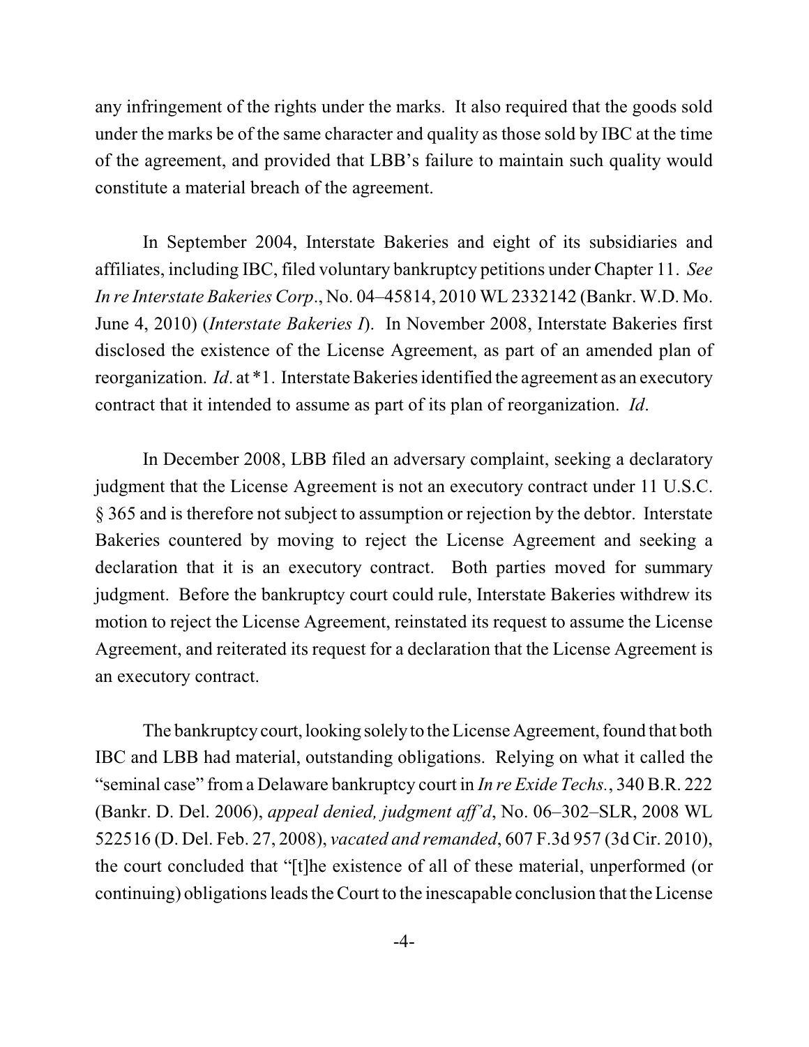any infringement of the rights under the marks. It also required that the goods sold under the marks be of the same character and quality as those sold by IBC at the time of the agreement, and provided that LBB's failure to maintain such quality would constitute a material breach of the agreement.

In September 2004, Interstate Bakeries and eight of its subsidiaries and affiliates, including IBC, filed voluntary bankruptcy petitions under Chapter 11. *See In re Interstate Bakeries Corp.*, No. 04–45814, 2010 WL 2332142 (Bankr. W.D. Mo. June 4, 2010) (*Interstate Bakeries I*). In November 2008, Interstate Bakeries first disclosed the existence of the License Agreement, as part of an amended plan of reorganization. *Id.* at *1. Interstate Bakeries identified the agreement as an executory contract that it intended to assume as part of its plan of reorganization. *Id.*

In December 2008, LBB filed an adversary complaint, seeking a declaratory judgment that the License Agreement is not an executory contract under 11 U.S.C. § 365 and is therefore not subject to assumption or rejection by the debtor. Interstate Bakeries countered by moving to reject the License Agreement and seeking a declaration that it is an executory contract. Both parties moved for summary judgment. Before the bankruptcy court could rule, Interstate Bakeries withdrew its motion to reject the License Agreement, reinstated its request to assume the License Agreement, and reiterated its request for a declaration that the License Agreement is an executory contract.

The bankruptcy court, looking solely to the License Agreement, found that both IBC and LBB had material, outstanding obligations. Relying on what it called the "seminal case" from a Delaware bankruptcy court in *In re Exide Techs.*, 340 B.R. 222 (Bankr. D. Del. 2006), *appeal denied, judgment aff'd*, No. 06–302–SLR, 2008 WL 522516 (D. Del. Feb. 27, 2008), *vacated and remanded*, 607 F.3d 957 (3d Cir. 2010), the court concluded that "[t]he existence of all of these material, unperformed (or continuing) obligations leads the Court to the inescapable conclusion that the License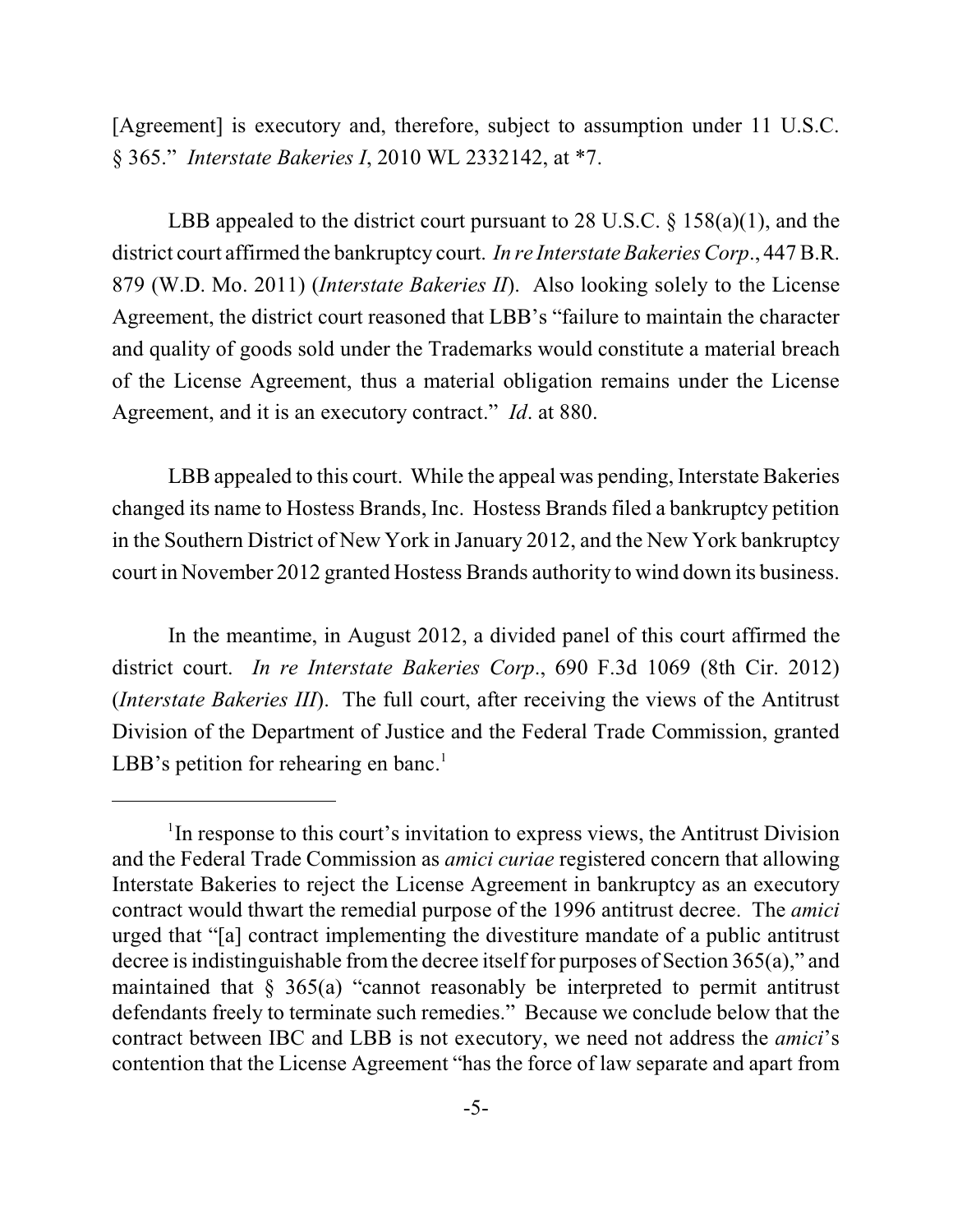[Agreement] is executory and, therefore, subject to assumption under 11 U.S.C. § 365." *Interstate Bakeries I*, 2010 WL 2332142, at *7.

LBB appealed to the district court pursuant to 28 U.S.C. § 158(a)(1), and the district court affirmed the bankruptcy court. *In re Interstate Bakeries Corp*., 447 B.R. 879 (W.D. Mo. 2011) (*Interstate Bakeries II*). Also looking solely to the License Agreement, the district court reasoned that LBB's "failure to maintain the character and quality of goods sold under the Trademarks would constitute a material breach of the License Agreement, thus a material obligation remains under the License Agreement, and it is an executory contract." *Id*. at 880.

LBB appealed to this court. While the appeal was pending, Interstate Bakeries changed its name to Hostess Brands, Inc. Hostess Brands filed a bankruptcy petition in the Southern District of New York in January 2012, and the New York bankruptcy court in November 2012 granted Hostess Brands authority to wind down its business.

In the meantime, in August 2012, a divided panel of this court affirmed the district court. *In re Interstate Bakeries Corp*., 690 F.3d 1069 (8th Cir. 2012) (*Interstate Bakeries III*). The full court, after receiving the views of the Antitrust Division of the Department of Justice and the Federal Trade Commission, granted LBB's petition for rehearing en banc.[1]

---

[1]In response to this court's invitation to express views, the Antitrust Division and the Federal Trade Commission as *amici curiae* registered concern that allowing Interstate Bakeries to reject the License Agreement in bankruptcy as an executory contract would thwart the remedial purpose of the 1996 antitrust decree. The *amici* urged that "[a] contract implementing the divestiture mandate of a public antitrust decree is indistinguishable from the decree itself for purposes of Section 365(a)," and maintained that § 365(a) "cannot reasonably be interpreted to permit antitrust defendants freely to terminate such remedies." Because we conclude below that the contract between IBC and LBB is not executory, we need not address the *amici*'s contention that the License Agreement "has the force of law separate and apart from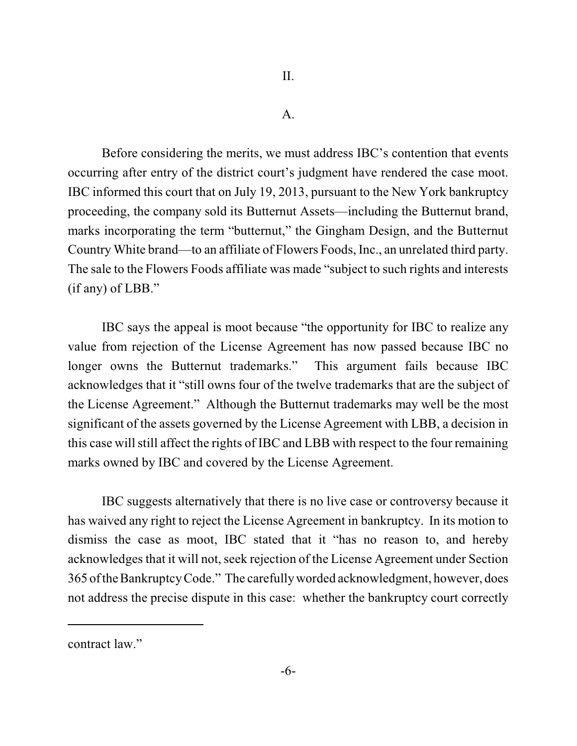II.

A.

Before considering the merits, we must address IBC's contention that events occurring after entry of the district court's judgment have rendered the case moot. IBC informed this court that on July 19, 2013, pursuant to the New York bankruptcy proceeding, the company sold its Butternut Assets—including the Butternut brand, marks incorporating the term "butternut," the Gingham Design, and the Butternut Country White brand—to an affiliate of Flowers Foods, Inc., an unrelated third party. The sale to the Flowers Foods affiliate was made "subject to such rights and interests (if any) of LBB."

IBC says the appeal is moot because "the opportunity for IBC to realize any value from rejection of the License Agreement has now passed because IBC no longer owns the Butternut trademarks." This argument fails because IBC acknowledges that it "still owns four of the twelve trademarks that are the subject of the License Agreement." Although the Butternut trademarks may well be the most significant of the assets governed by the License Agreement with LBB, a decision in this case will still affect the rights of IBC and LBB with respect to the four remaining marks owned by IBC and covered by the License Agreement.

IBC suggests alternatively that there is no live case or controversy because it has waived any right to reject the License Agreement in bankruptcy. In its motion to dismiss the case as moot, IBC stated that it "has no reason to, and hereby acknowledges that it will not, seek rejection of the License Agreement under Section 365 of the Bankruptcy Code." The carefully worded acknowledgment, however, does not address the precise dispute in this case: whether the bankruptcy court correctly

---

contract law."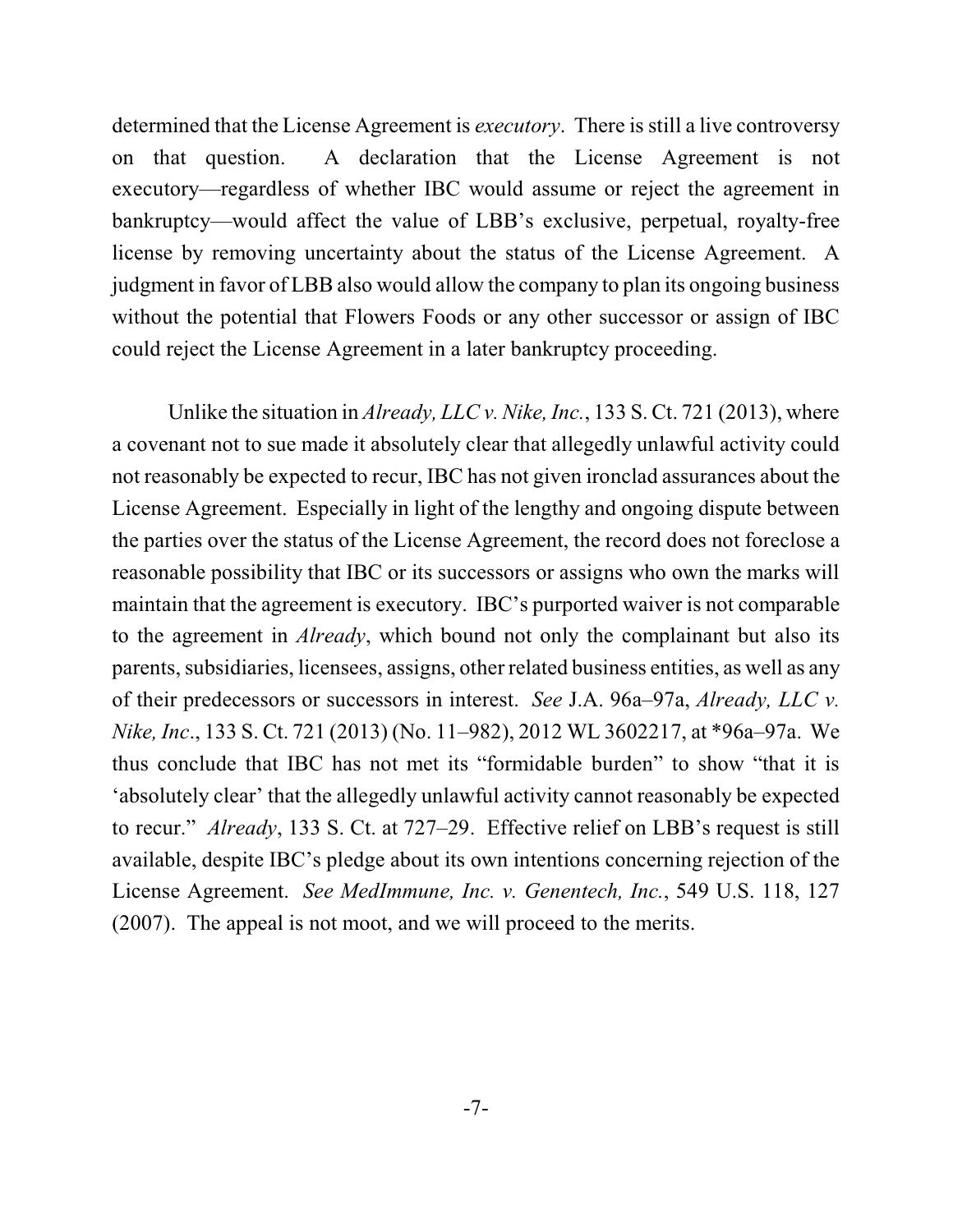determined that the License Agreement is *executory*. There is still a live controversy on that question. A declaration that the License Agreement is not executory—regardless of whether IBC would assume or reject the agreement in bankruptcy—would affect the value of LBB's exclusive, perpetual, royalty-free license by removing uncertainty about the status of the License Agreement. A judgment in favor of LBB also would allow the company to plan its ongoing business without the potential that Flowers Foods or any other successor or assign of IBC could reject the License Agreement in a later bankruptcy proceeding.

Unlike the situation in *Already, LLC v. Nike, Inc.*, 133 S. Ct. 721 (2013), where a covenant not to sue made it absolutely clear that allegedly unlawful activity could not reasonably be expected to recur, IBC has not given ironclad assurances about the License Agreement. Especially in light of the lengthy and ongoing dispute between the parties over the status of the License Agreement, the record does not foreclose a reasonable possibility that IBC or its successors or assigns who own the marks will maintain that the agreement is executory. IBC's purported waiver is not comparable to the agreement in *Already*, which bound not only the complainant but also its parents, subsidiaries, licensees, assigns, other related business entities, as well as any of their predecessors or successors in interest. *See* J.A. 96a–97a, *Already, LLC v. Nike, Inc*., 133 S. Ct. 721 (2013) (No. 11–982), 2012 WL 3602217, at *96a–97a. We thus conclude that IBC has not met its "formidable burden" to show "that it is 'absolutely clear' that the allegedly unlawful activity cannot reasonably be expected to recur." *Already*, 133 S. Ct. at 727–29. Effective relief on LBB's request is still available, despite IBC's pledge about its own intentions concerning rejection of the License Agreement. *See MedImmune, Inc. v. Genentech, Inc.*, 549 U.S. 118, 127 (2007). The appeal is not moot, and we will proceed to the merits.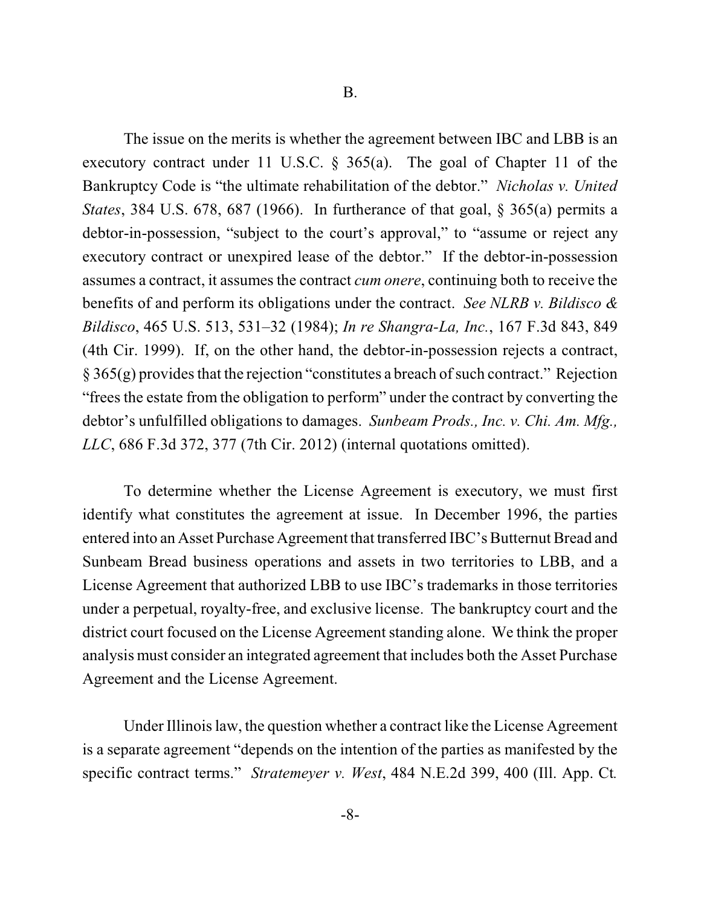B.

The issue on the merits is whether the agreement between IBC and LBB is an executory contract under 11 U.S.C. § 365(a). The goal of Chapter 11 of the Bankruptcy Code is "the ultimate rehabilitation of the debtor." *Nicholas v. United States*, 384 U.S. 678, 687 (1966). In furtherance of that goal, § 365(a) permits a debtor-in-possession, "subject to the court's approval," to "assume or reject any executory contract or unexpired lease of the debtor." If the debtor-in-possession assumes a contract, it assumes the contract *cum onere*, continuing both to receive the benefits of and perform its obligations under the contract. *See NLRB v. Bildisco & Bildisco*, 465 U.S. 513, 531–32 (1984); *In re Shangra-La, Inc.*, 167 F.3d 843, 849 (4th Cir. 1999). If, on the other hand, the debtor-in-possession rejects a contract, § 365(g) provides that the rejection "constitutes a breach of such contract." Rejection "frees the estate from the obligation to perform" under the contract by converting the debtor's unfulfilled obligations to damages. *Sunbeam Prods., Inc. v. Chi. Am. Mfg., LLC*, 686 F.3d 372, 377 (7th Cir. 2012) (internal quotations omitted).

To determine whether the License Agreement is executory, we must first identify what constitutes the agreement at issue. In December 1996, the parties entered into an Asset Purchase Agreement that transferred IBC's Butternut Bread and Sunbeam Bread business operations and assets in two territories to LBB, and a License Agreement that authorized LBB to use IBC's trademarks in those territories under a perpetual, royalty-free, and exclusive license. The bankruptcy court and the district court focused on the License Agreement standing alone. We think the proper analysis must consider an integrated agreement that includes both the Asset Purchase Agreement and the License Agreement.

Under Illinois law, the question whether a contract like the License Agreement is a separate agreement "depends on the intention of the parties as manifested by the specific contract terms." *Stratemeyer v. West*, 484 N.E.2d 399, 400 (Ill. App. Ct.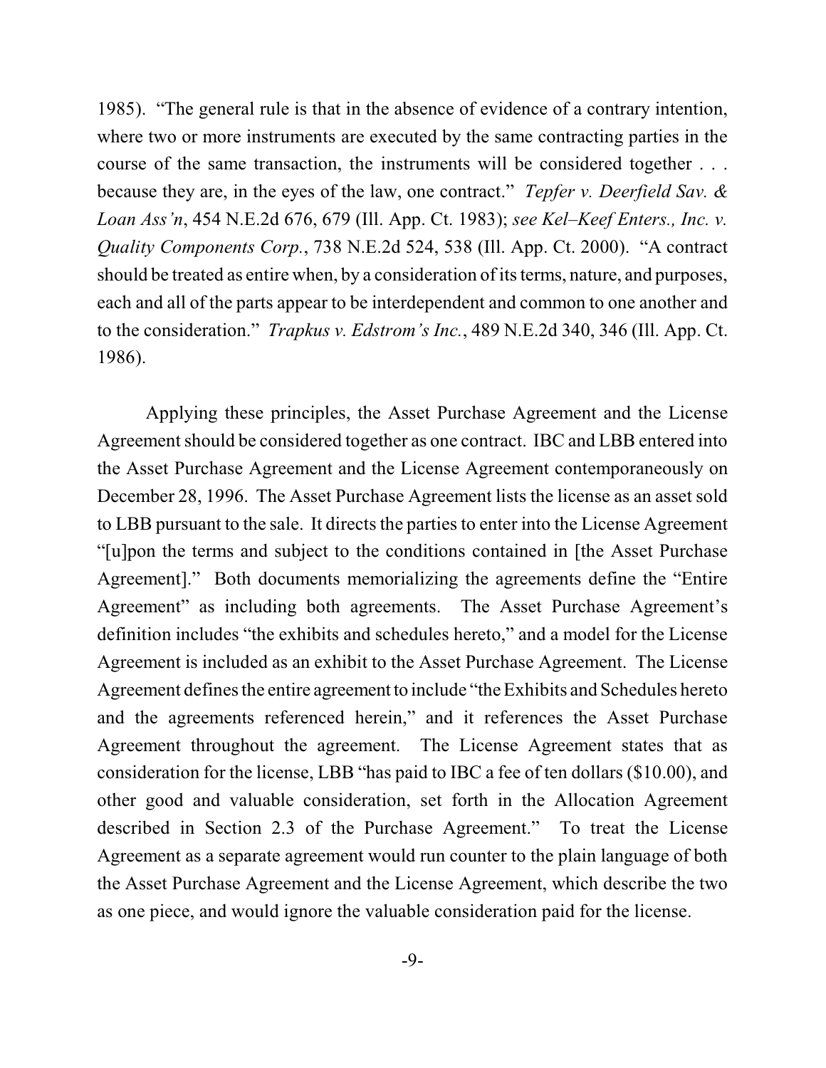1985). "The general rule is that in the absence of evidence of a contrary intention, where two or more instruments are executed by the same contracting parties in the course of the same transaction, the instruments will be considered together . . . because they are, in the eyes of the law, one contract." *Tepfer v. Deerfield Sav. & Loan Ass'n*, 454 N.E.2d 676, 679 (Ill. App. Ct. 1983); *see Kel–Keef Enters., Inc. v. Quality Components Corp.*, 738 N.E.2d 524, 538 (Ill. App. Ct. 2000). "A contract should be treated as entire when, by a consideration of its terms, nature, and purposes, each and all of the parts appear to be interdependent and common to one another and to the consideration." *Trapkus v. Edstrom's Inc.*, 489 N.E.2d 340, 346 (Ill. App. Ct. 1986).

Applying these principles, the Asset Purchase Agreement and the License Agreement should be considered together as one contract. IBC and LBB entered into the Asset Purchase Agreement and the License Agreement contemporaneously on December 28, 1996. The Asset Purchase Agreement lists the license as an asset sold to LBB pursuant to the sale. It directs the parties to enter into the License Agreement "[u]pon the terms and subject to the conditions contained in [the Asset Purchase Agreement]." Both documents memorializing the agreements define the "Entire Agreement" as including both agreements. The Asset Purchase Agreement's definition includes "the exhibits and schedules hereto," and a model for the License Agreement is included as an exhibit to the Asset Purchase Agreement. The License Agreement defines the entire agreement to include "the Exhibits and Schedules hereto and the agreements referenced herein," and it references the Asset Purchase Agreement throughout the agreement. The License Agreement states that as consideration for the license, LBB "has paid to IBC a fee of ten dollars ($10.00), and other good and valuable consideration, set forth in the Allocation Agreement described in Section 2.3 of the Purchase Agreement." To treat the License Agreement as a separate agreement would run counter to the plain language of both the Asset Purchase Agreement and the License Agreement, which describe the two as one piece, and would ignore the valuable consideration paid for the license.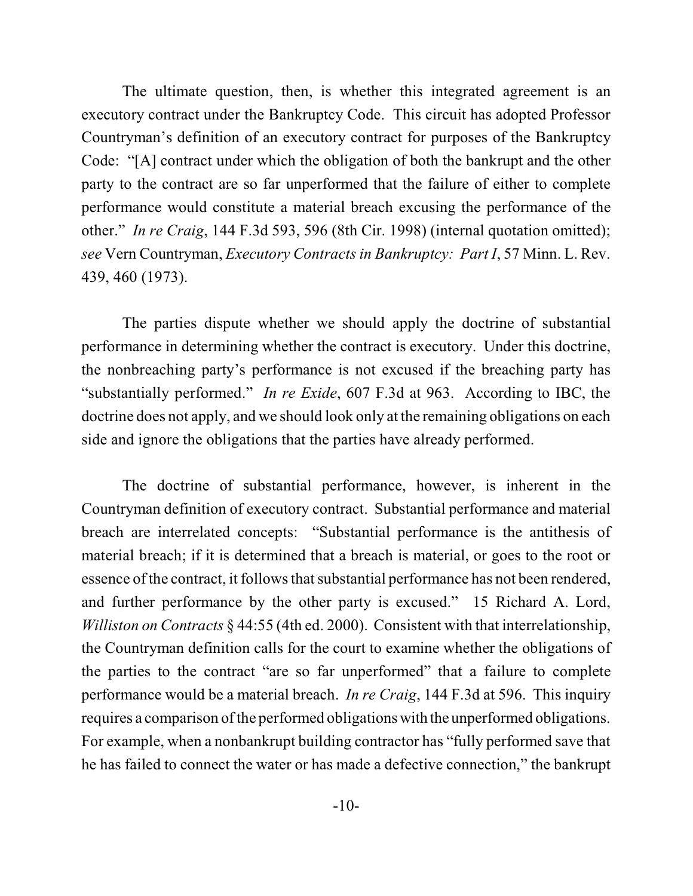The ultimate question, then, is whether this integrated agreement is an executory contract under the Bankruptcy Code. This circuit has adopted Professor Countryman's definition of an executory contract for purposes of the Bankruptcy Code: "[A] contract under which the obligation of both the bankrupt and the other party to the contract are so far unperformed that the failure of either to complete performance would constitute a material breach excusing the performance of the other." *In re Craig*, 144 F.3d 593, 596 (8th Cir. 1998) (internal quotation omitted); *see* Vern Countryman, *Executory Contracts in Bankruptcy: Part I*, 57 Minn. L. Rev. 439, 460 (1973).

The parties dispute whether we should apply the doctrine of substantial performance in determining whether the contract is executory. Under this doctrine, the nonbreaching party's performance is not excused if the breaching party has "substantially performed." *In re Exide*, 607 F.3d at 963. According to IBC, the doctrine does not apply, and we should look only at the remaining obligations on each side and ignore the obligations that the parties have already performed.

The doctrine of substantial performance, however, is inherent in the Countryman definition of executory contract. Substantial performance and material breach are interrelated concepts: "Substantial performance is the antithesis of material breach; if it is determined that a breach is material, or goes to the root or essence of the contract, it follows that substantial performance has not been rendered, and further performance by the other party is excused." 15 Richard A. Lord, *Williston on Contracts* § 44:55 (4th ed. 2000). Consistent with that interrelationship, the Countryman definition calls for the court to examine whether the obligations of the parties to the contract "are so far unperformed" that a failure to complete performance would be a material breach. *In re Craig*, 144 F.3d at 596. This inquiry requires a comparison of the performed obligations with the unperformed obligations. For example, when a nonbankrupt building contractor has "fully performed save that he has failed to connect the water or has made a defective connection," the bankrupt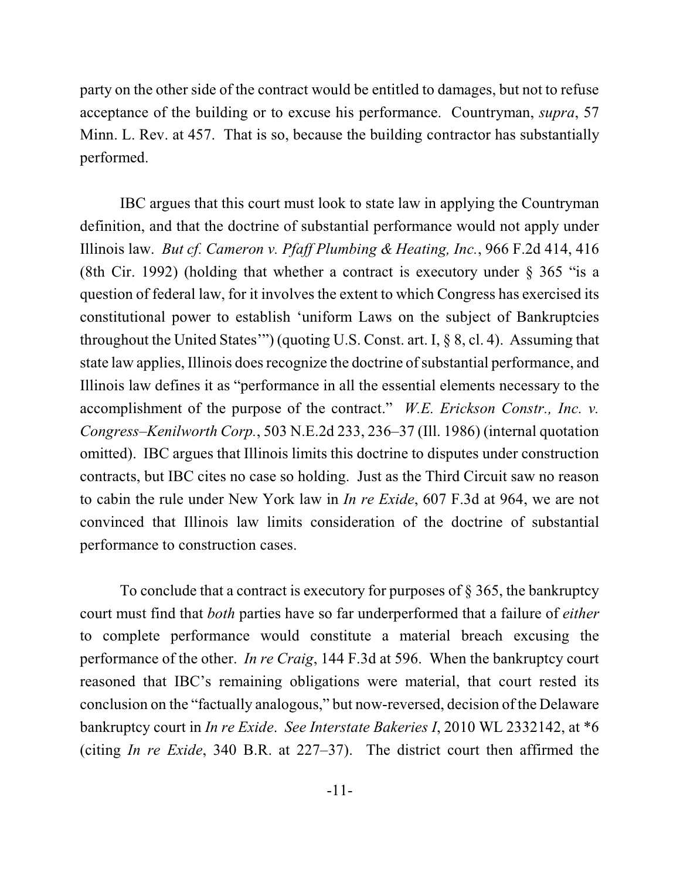party on the other side of the contract would be entitled to damages, but not to refuse acceptance of the building or to excuse his performance. Countryman, *supra*, 57 Minn. L. Rev. at 457. That is so, because the building contractor has substantially performed.

IBC argues that this court must look to state law in applying the Countryman definition, and that the doctrine of substantial performance would not apply under Illinois law. *But cf. Cameron v. Pfaff Plumbing & Heating, Inc.*, 966 F.2d 414, 416 (8th Cir. 1992) (holding that whether a contract is executory under § 365 "is a question of federal law, for it involves the extent to which Congress has exercised its constitutional power to establish 'uniform Laws on the subject of Bankruptcies throughout the United States'") (quoting U.S. Const. art. I, § 8, cl. 4). Assuming that state law applies, Illinois does recognize the doctrine of substantial performance, and Illinois law defines it as "performance in all the essential elements necessary to the accomplishment of the purpose of the contract." *W.E. Erickson Constr., Inc. v. Congress–Kenilworth Corp.*, 503 N.E.2d 233, 236–37 (Ill. 1986) (internal quotation omitted). IBC argues that Illinois limits this doctrine to disputes under construction contracts, but IBC cites no case so holding. Just as the Third Circuit saw no reason to cabin the rule under New York law in *In re Exide*, 607 F.3d at 964, we are not convinced that Illinois law limits consideration of the doctrine of substantial performance to construction cases.

To conclude that a contract is executory for purposes of § 365, the bankruptcy court must find that *both* parties have so far underperformed that a failure of *either* to complete performance would constitute a material breach excusing the performance of the other. *In re Craig*, 144 F.3d at 596. When the bankruptcy court reasoned that IBC's remaining obligations were material, that court rested its conclusion on the "factually analogous," but now-reversed, decision of the Delaware bankruptcy court in *In re Exide*. *See Interstate Bakeries I*, 2010 WL 2332142, at *6 (citing *In re Exide*, 340 B.R. at 227–37). The district court then affirmed the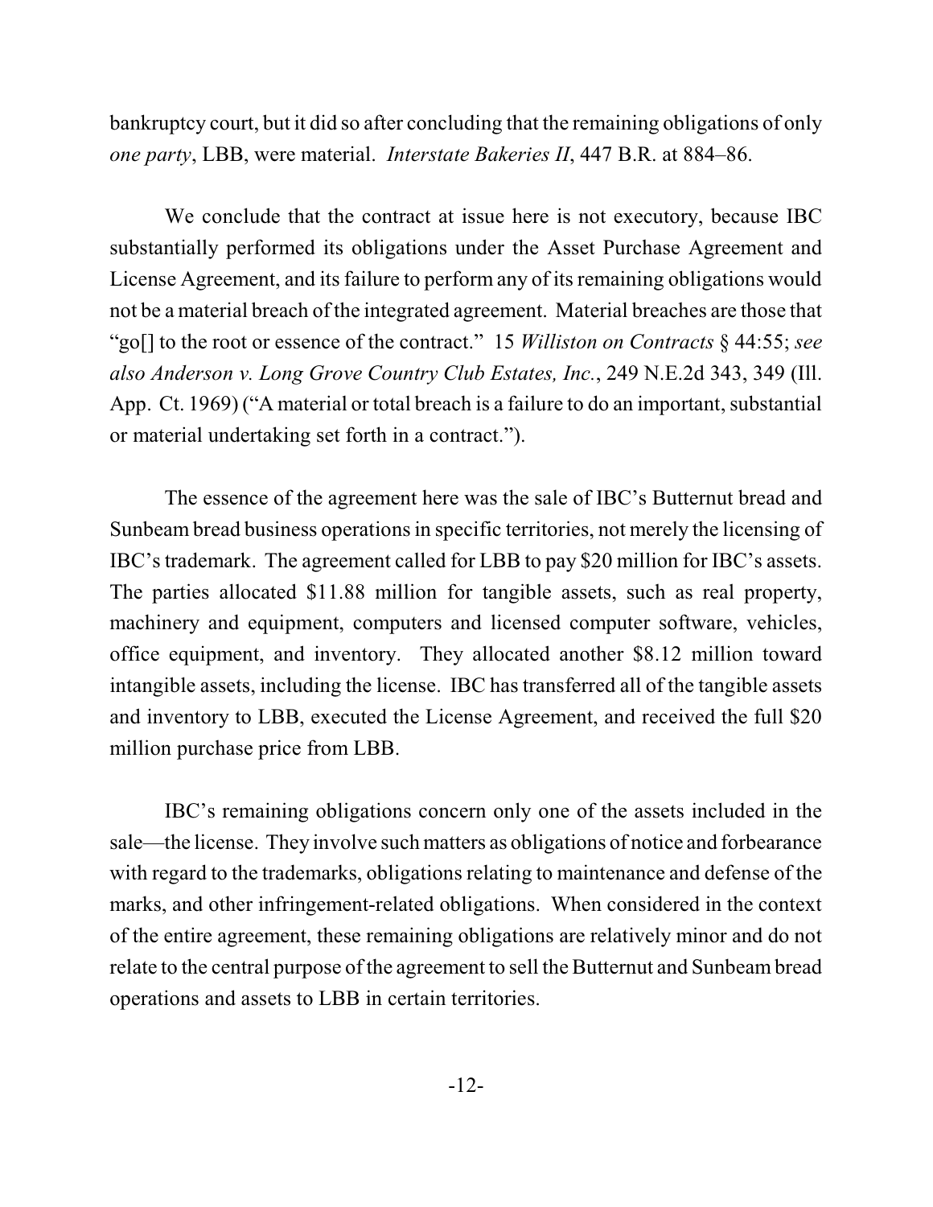bankruptcy court, but it did so after concluding that the remaining obligations of only *one party*, LBB, were material. *Interstate Bakeries II*, 447 B.R. at 884–86.

We conclude that the contract at issue here is not executory, because IBC substantially performed its obligations under the Asset Purchase Agreement and License Agreement, and its failure to perform any of its remaining obligations would not be a material breach of the integrated agreement. Material breaches are those that "go[] to the root or essence of the contract." 15 *Williston on Contracts* § 44:55; *see also Anderson v. Long Grove Country Club Estates, Inc.*, 249 N.E.2d 343, 349 (Ill. App. Ct. 1969) ("A material or total breach is a failure to do an important, substantial or material undertaking set forth in a contract.").

The essence of the agreement here was the sale of IBC's Butternut bread and Sunbeam bread business operations in specific territories, not merely the licensing of IBC's trademark. The agreement called for LBB to pay $20 million for IBC's assets. The parties allocated $11.88 million for tangible assets, such as real property, machinery and equipment, computers and licensed computer software, vehicles, office equipment, and inventory. They allocated another $8.12 million toward intangible assets, including the license. IBC has transferred all of the tangible assets and inventory to LBB, executed the License Agreement, and received the full $20 million purchase price from LBB.

IBC's remaining obligations concern only one of the assets included in the sale—the license. They involve such matters as obligations of notice and forbearance with regard to the trademarks, obligations relating to maintenance and defense of the marks, and other infringement-related obligations. When considered in the context of the entire agreement, these remaining obligations are relatively minor and do not relate to the central purpose of the agreement to sell the Butternut and Sunbeam bread operations and assets to LBB in certain territories.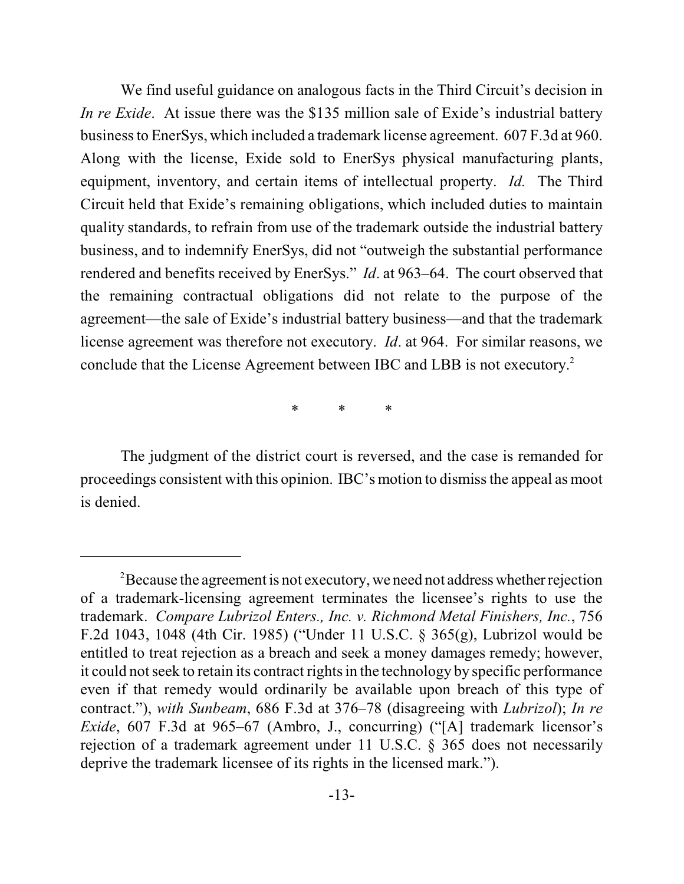We find useful guidance on analogous facts in the Third Circuit's decision in *In re Exide*. At issue there was the $135 million sale of Exide's industrial battery business to EnerSys, which included a trademark license agreement. 607 F.3d at 960. Along with the license, Exide sold to EnerSys physical manufacturing plants, equipment, inventory, and certain items of intellectual property. *Id.* The Third Circuit held that Exide's remaining obligations, which included duties to maintain quality standards, to refrain from use of the trademark outside the industrial battery business, and to indemnify EnerSys, did not "outweigh the substantial performance rendered and benefits received by EnerSys." *Id*. at 963–64. The court observed that the remaining contractual obligations did not relate to the purpose of the agreement—the sale of Exide's industrial battery business—and that the trademark license agreement was therefore not executory. *Id*. at 964. For similar reasons, we conclude that the License Agreement between IBC and LBB is not executory.[2]

\* \* \*

The judgment of the district court is reversed, and the case is remanded for proceedings consistent with this opinion. IBC's motion to dismiss the appeal as moot is denied.

---

[2]Because the agreement is not executory, we need not address whether rejection of a trademark-licensing agreement terminates the licensee's rights to use the trademark. *Compare Lubrizol Enters., Inc. v. Richmond Metal Finishers, Inc.*, 756 F.2d 1043, 1048 (4th Cir. 1985) ("Under 11 U.S.C. § 365(g), Lubrizol would be entitled to treat rejection as a breach and seek a money damages remedy; however, it could not seek to retain its contract rights in the technology by specific performance even if that remedy would ordinarily be available upon breach of this type of contract."), *with Sunbeam*, 686 F.3d at 376–78 (disagreeing with *Lubrizol*); *In re Exide*, 607 F.3d at 965–67 (Ambro, J., concurring) ("[A] trademark licensor's rejection of a trademark agreement under 11 U.S.C. § 365 does not necessarily deprive the trademark licensee of its rights in the licensed mark.").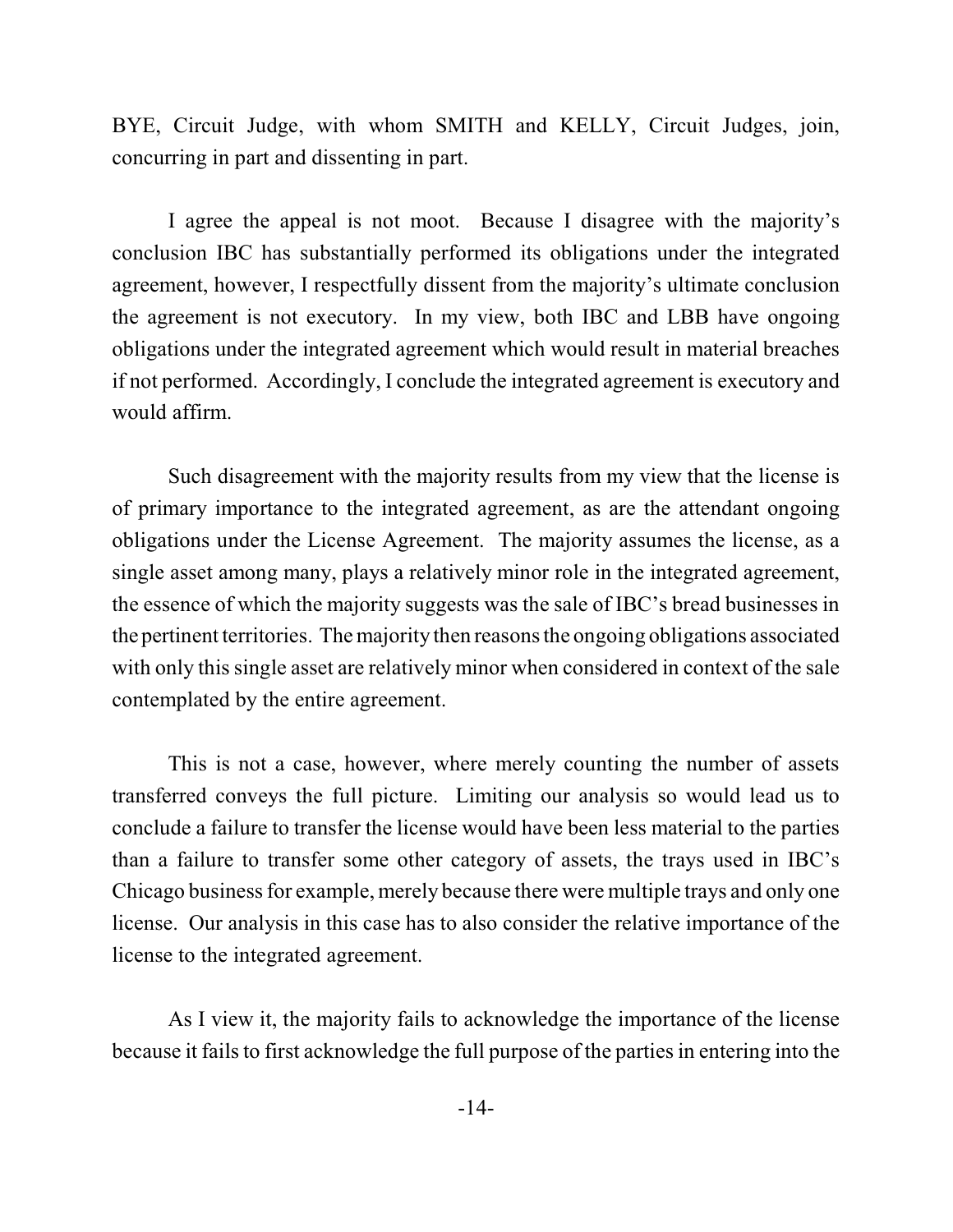BYE, Circuit Judge, with whom SMITH and KELLY, Circuit Judges, join, concurring in part and dissenting in part.

I agree the appeal is not moot. Because I disagree with the majority's conclusion IBC has substantially performed its obligations under the integrated agreement, however, I respectfully dissent from the majority's ultimate conclusion the agreement is not executory. In my view, both IBC and LBB have ongoing obligations under the integrated agreement which would result in material breaches if not performed. Accordingly, I conclude the integrated agreement is executory and would affirm.

Such disagreement with the majority results from my view that the license is of primary importance to the integrated agreement, as are the attendant ongoing obligations under the License Agreement. The majority assumes the license, as a single asset among many, plays a relatively minor role in the integrated agreement, the essence of which the majority suggests was the sale of IBC's bread businesses in the pertinent territories. The majority then reasons the ongoing obligations associated with only this single asset are relatively minor when considered in context of the sale contemplated by the entire agreement.

This is not a case, however, where merely counting the number of assets transferred conveys the full picture. Limiting our analysis so would lead us to conclude a failure to transfer the license would have been less material to the parties than a failure to transfer some other category of assets, the trays used in IBC's Chicago business for example, merely because there were multiple trays and only one license. Our analysis in this case has to also consider the relative importance of the license to the integrated agreement.

As I view it, the majority fails to acknowledge the importance of the license because it fails to first acknowledge the full purpose of the parties in entering into the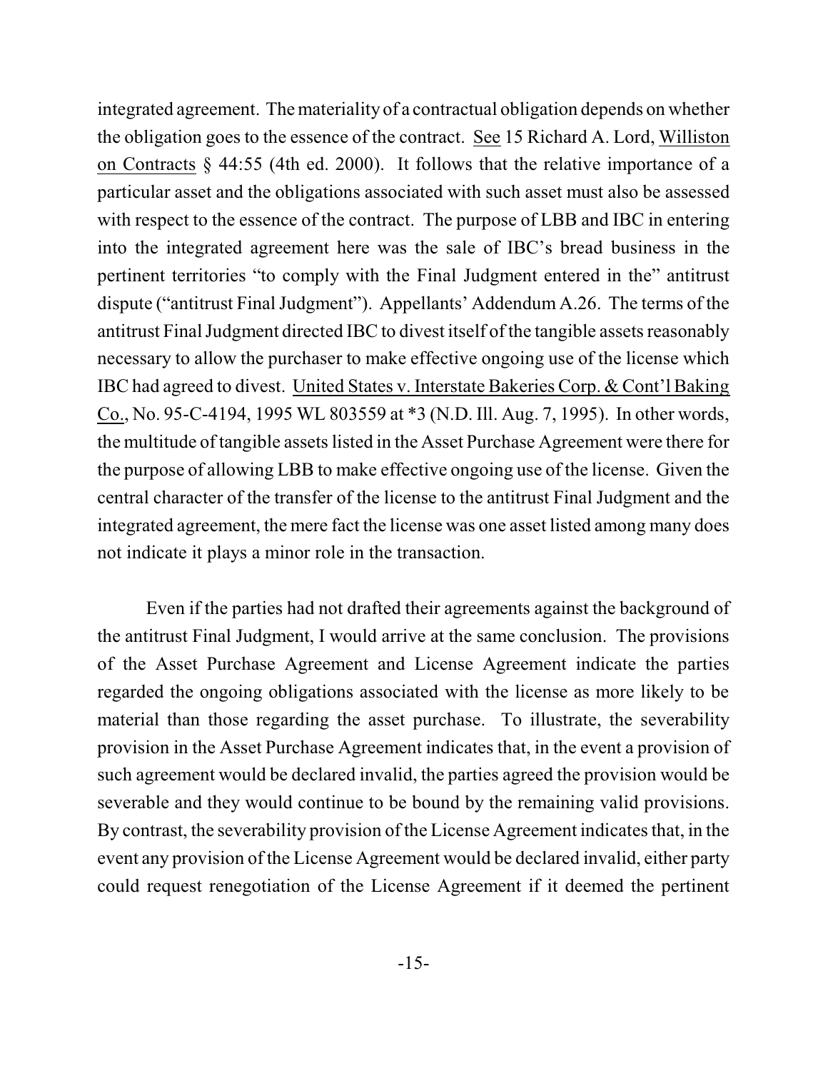integrated agreement. The materiality of a contractual obligation depends on whether the obligation goes to the essence of the contract. See 15 Richard A. Lord, Williston on Contracts § 44:55 (4th ed. 2000). It follows that the relative importance of a particular asset and the obligations associated with such asset must also be assessed with respect to the essence of the contract. The purpose of LBB and IBC in entering into the integrated agreement here was the sale of IBC's bread business in the pertinent territories "to comply with the Final Judgment entered in the" antitrust dispute ("antitrust Final Judgment"). Appellants' Addendum A.26. The terms of the antitrust Final Judgment directed IBC to divest itself of the tangible assets reasonably necessary to allow the purchaser to make effective ongoing use of the license which IBC had agreed to divest. United States v. Interstate Bakeries Corp. & Cont'l Baking Co., No. 95-C-4194, 1995 WL 803559 at *3 (N.D. Ill. Aug. 7, 1995). In other words, the multitude of tangible assets listed in the Asset Purchase Agreement were there for the purpose of allowing LBB to make effective ongoing use of the license. Given the central character of the transfer of the license to the antitrust Final Judgment and the integrated agreement, the mere fact the license was one asset listed among many does not indicate it plays a minor role in the transaction.

Even if the parties had not drafted their agreements against the background of the antitrust Final Judgment, I would arrive at the same conclusion. The provisions of the Asset Purchase Agreement and License Agreement indicate the parties regarded the ongoing obligations associated with the license as more likely to be material than those regarding the asset purchase. To illustrate, the severability provision in the Asset Purchase Agreement indicates that, in the event a provision of such agreement would be declared invalid, the parties agreed the provision would be severable and they would continue to be bound by the remaining valid provisions. By contrast, the severability provision of the License Agreement indicates that, in the event any provision of the License Agreement would be declared invalid, either party could request renegotiation of the License Agreement if it deemed the pertinent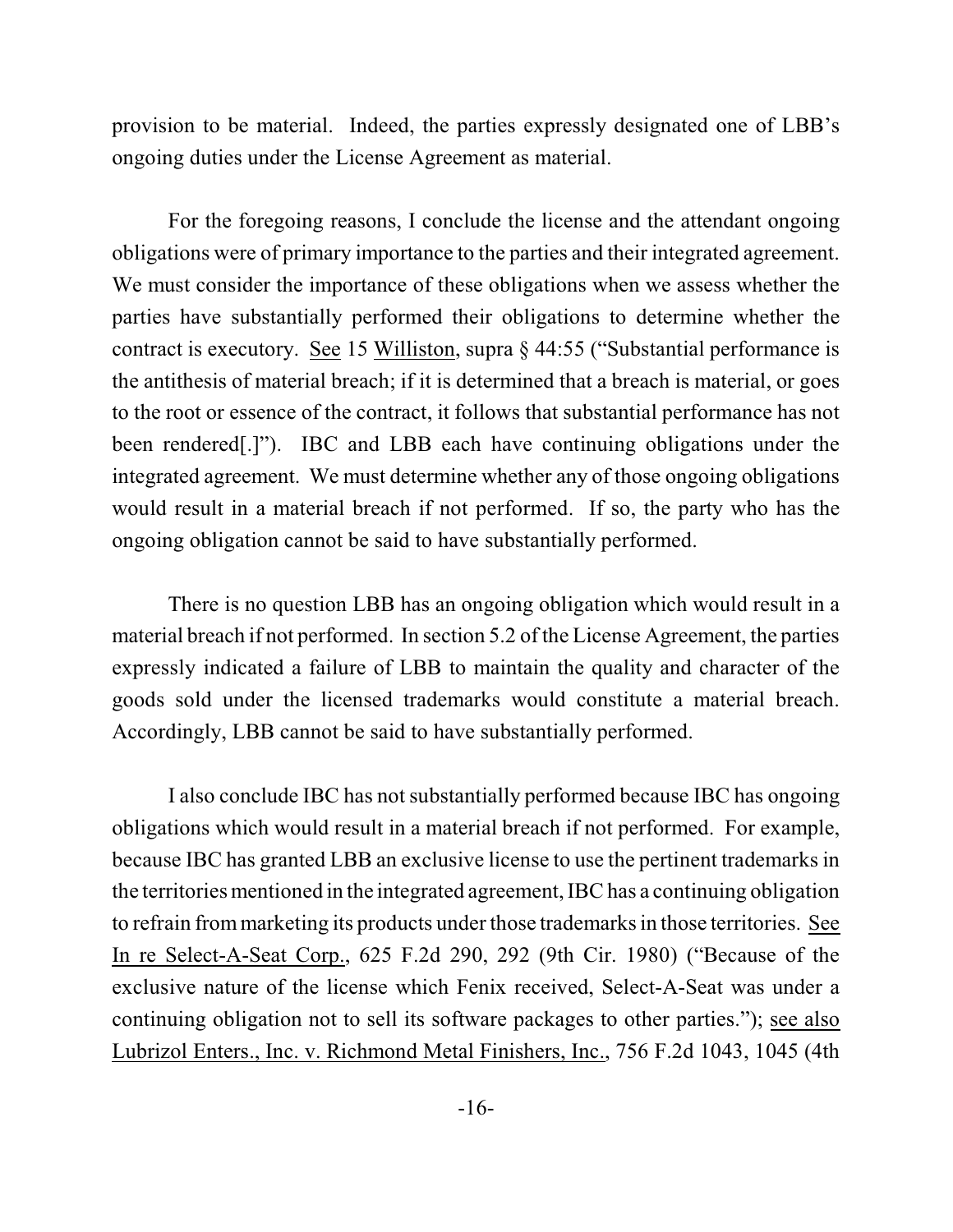provision to be material. Indeed, the parties expressly designated one of LBB's ongoing duties under the License Agreement as material.

For the foregoing reasons, I conclude the license and the attendant ongoing obligations were of primary importance to the parties and their integrated agreement. We must consider the importance of these obligations when we assess whether the parties have substantially performed their obligations to determine whether the contract is executory. See 15 Williston, supra § 44:55 ("Substantial performance is the antithesis of material breach; if it is determined that a breach is material, or goes to the root or essence of the contract, it follows that substantial performance has not been rendered[.]"). IBC and LBB each have continuing obligations under the integrated agreement. We must determine whether any of those ongoing obligations would result in a material breach if not performed. If so, the party who has the ongoing obligation cannot be said to have substantially performed.

There is no question LBB has an ongoing obligation which would result in a material breach if not performed. In section 5.2 of the License Agreement, the parties expressly indicated a failure of LBB to maintain the quality and character of the goods sold under the licensed trademarks would constitute a material breach. Accordingly, LBB cannot be said to have substantially performed.

I also conclude IBC has not substantially performed because IBC has ongoing obligations which would result in a material breach if not performed. For example, because IBC has granted LBB an exclusive license to use the pertinent trademarks in the territories mentioned in the integrated agreement, IBC has a continuing obligation to refrain from marketing its products under those trademarks in those territories. See In re Select-A-Seat Corp., 625 F.2d 290, 292 (9th Cir. 1980) ("Because of the exclusive nature of the license which Fenix received, Select-A-Seat was under a continuing obligation not to sell its software packages to other parties."); see also Lubrizol Enters., Inc. v. Richmond Metal Finishers, Inc., 756 F.2d 1043, 1045 (4th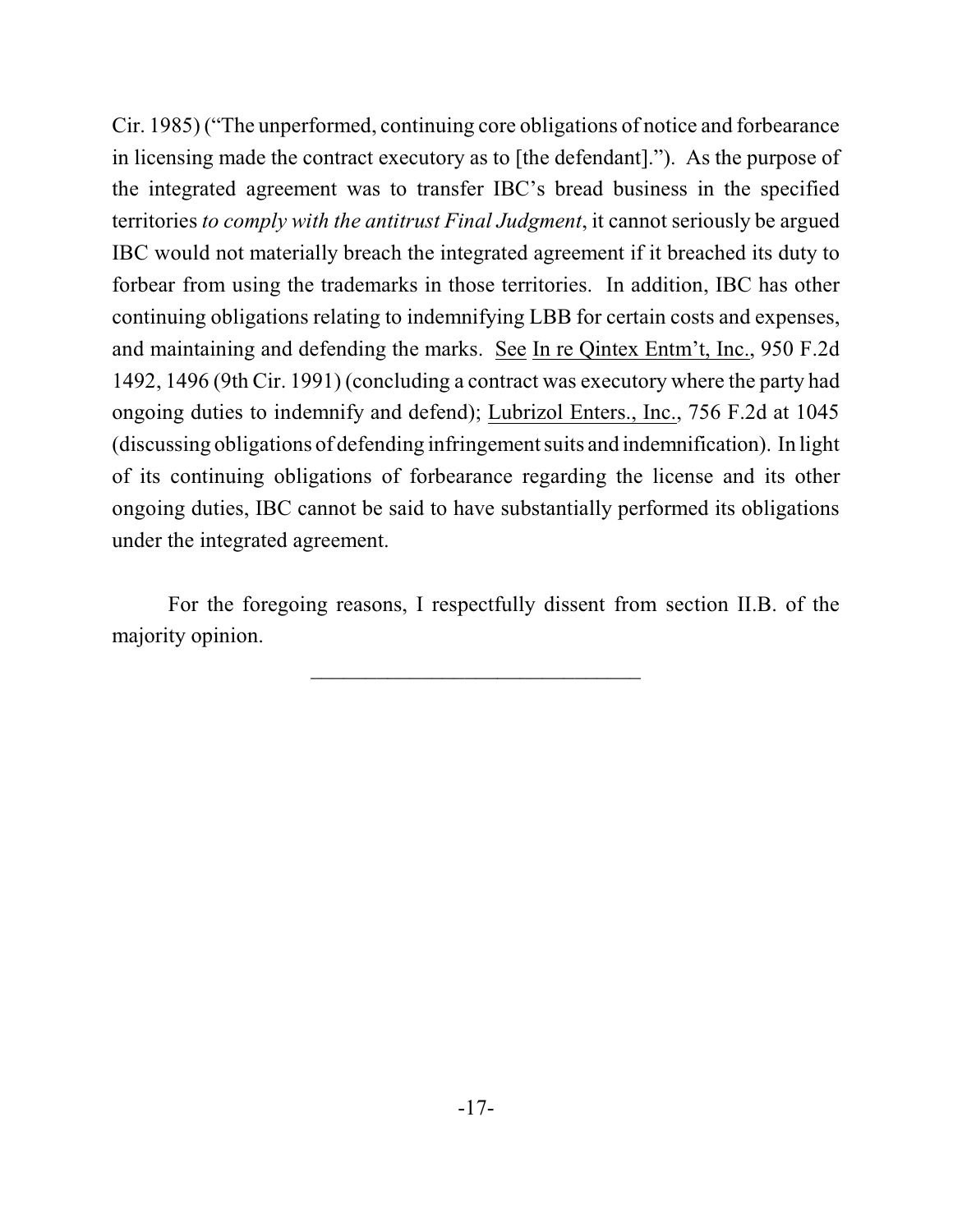Cir. 1985) ("The unperformed, continuing core obligations of notice and forbearance in licensing made the contract executory as to [the defendant]."). As the purpose of the integrated agreement was to transfer IBC's bread business in the specified territories *to comply with the antitrust Final Judgment*, it cannot seriously be argued IBC would not materially breach the integrated agreement if it breached its duty to forbear from using the trademarks in those territories. In addition, IBC has other continuing obligations relating to indemnifying LBB for certain costs and expenses, and maintaining and defending the marks. See In re Qintex Entm't, Inc., 950 F.2d 1492, 1496 (9th Cir. 1991) (concluding a contract was executory where the party had ongoing duties to indemnify and defend); Lubrizol Enters., Inc., 756 F.2d at 1045 (discussing obligations of defending infringement suits and indemnification). In light of its continuing obligations of forbearance regarding the license and its other ongoing duties, IBC cannot be said to have substantially performed its obligations under the integrated agreement.

For the foregoing reasons, I respectfully dissent from section II.B. of the majority opinion.

______________________________